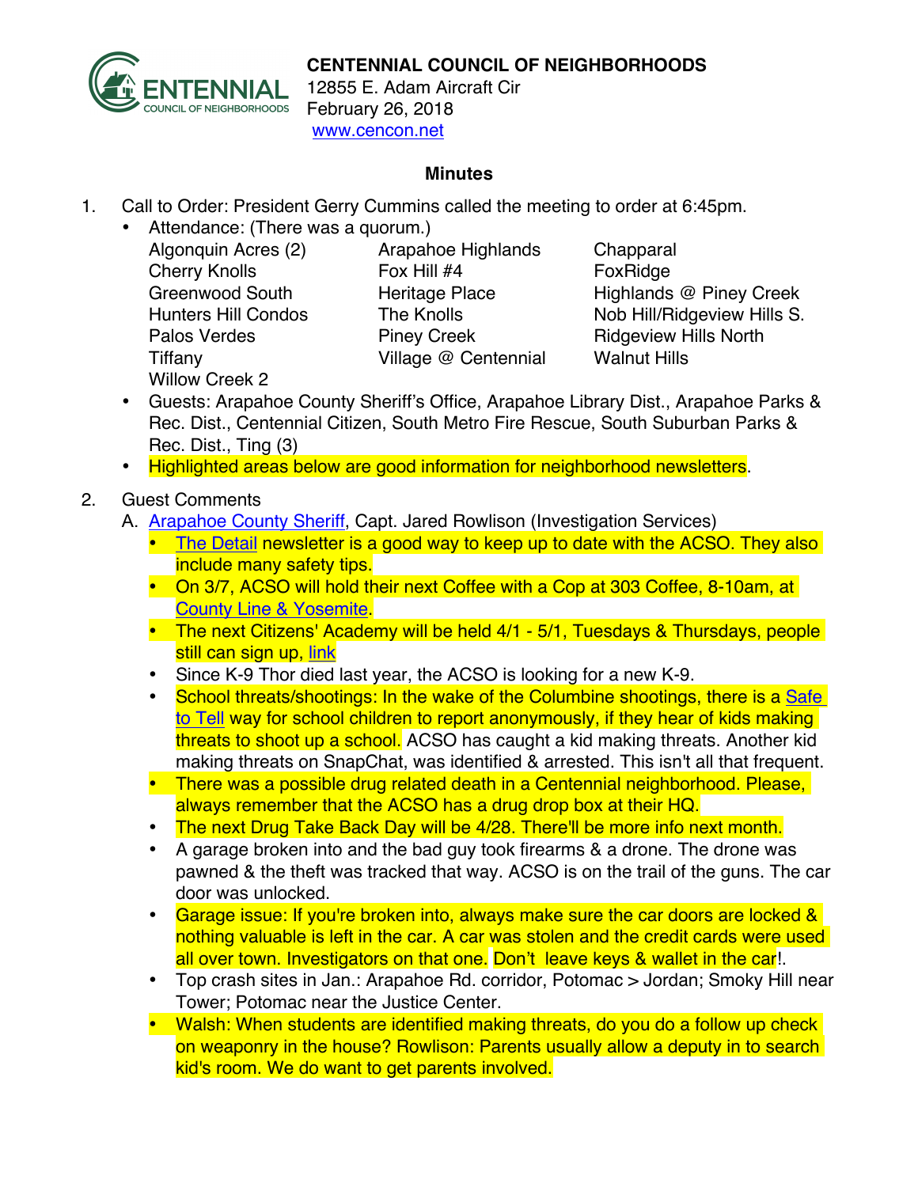**CENTENNIAL COUNCIL OF NEIGHBORHOODS**
12855 E. Adam Aircraft Cir
February 26, 2018
www.cencon.net

## Minutes

1. Call to Order: President Gerry Cummins called the meeting to order at 6:45pm.
   - Attendance: (There was a quorum.)

     | | | |
     |---|---|---|
     | Algonquin Acres (2) | Arapahoe Highlands | Chapparal |
     | Cherry Knolls | Fox Hill #4 | FoxRidge |
     | Greenwood South | Heritage Place | Highlands @ Piney Creek |
     | Hunters Hill Condos | The Knolls | Nob Hill/Ridgeview Hills S. |
     | Palos Verdes | Piney Creek | Ridgeview Hills North |
     | Tiffany | Village @ Centennial | Walnut Hills |
     | Willow Creek 2 | | |

   - Guests: Arapahoe County Sheriff's Office, Arapahoe Library Dist., Arapahoe Parks & Rec. Dist., Centennial Citizen, South Metro Fire Rescue, South Suburban Parks & Rec. Dist., Ting (3)
   - Highlighted areas below are good information for neighborhood newsletters.

2. Guest Comments
   A. Arapahoe County Sheriff, Capt. Jared Rowlison (Investigation Services)
      - The Detail newsletter is a good way to keep up to date with the ACSO. They also include many safety tips.
      - On 3/7, ACSO will hold their next Coffee with a Cop at 303 Coffee, 8-10am, at County Line & Yosemite.
      - The next Citizens' Academy will be held 4/1 - 5/1, Tuesdays & Thursdays, people still can sign up, link
      - Since K-9 Thor died last year, the ACSO is looking for a new K-9.
      - School threats/shootings: In the wake of the Columbine shootings, there is a Safe to Tell way for school children to report anonymously, if they hear of kids making threats to shoot up a school. ACSO has caught a kid making threats. Another kid making threats on SnapChat, was identified & arrested. This isn't all that frequent.
      - There was a possible drug related death in a Centennial neighborhood. Please, always remember that the ACSO has a drug drop box at their HQ.
      - The next Drug Take Back Day will be 4/28. There'll be more info next month.
      - A garage broken into and the bad guy took firearms & a drone. The drone was pawned & the theft was tracked that way. ACSO is on the trail of the guns. The car door was unlocked.
      - Garage issue: If you're broken into, always make sure the car doors are locked & nothing valuable is left in the car. A car was stolen and the credit cards were used all over town. Investigators on that one. Don't leave keys & wallet in the car!.
      - Top crash sites in Jan.: Arapahoe Rd. corridor, Potomac > Jordan; Smoky Hill near Tower; Potomac near the Justice Center.
      - Walsh: When students are identified making threats, do you do a follow up check on weaponry in the house? Rowlison: Parents usually allow a deputy in to search kid's room. We do want to get parents involved.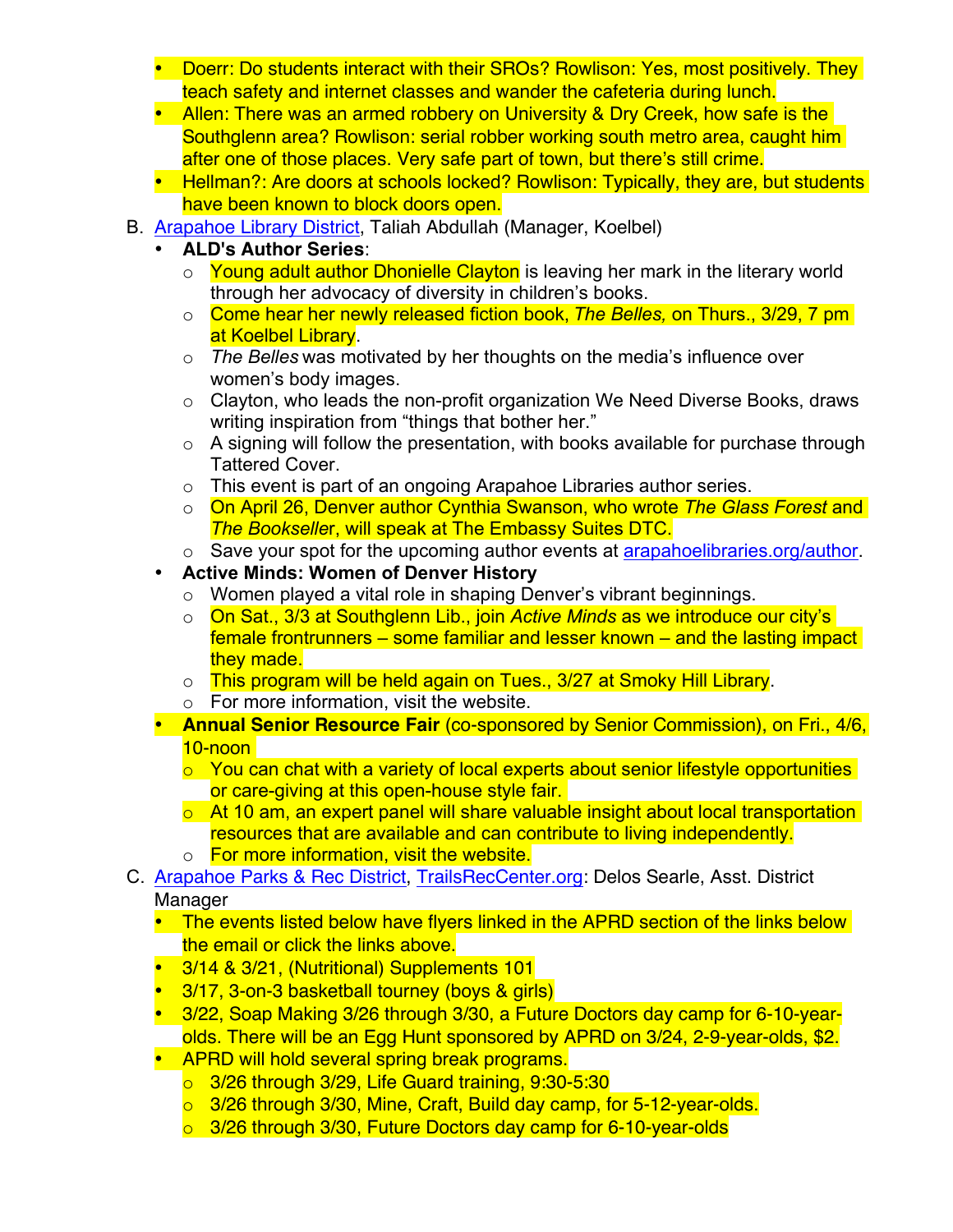- Doerr: Do students interact with their SROs? Rowlison: Yes, most positively. They teach safety and internet classes and wander the cafeteria during lunch.
- Allen: There was an armed robbery on University & Dry Creek, how safe is the Southglenn area? Rowlison: serial robber working south metro area, caught him after one of those places. Very safe part of town, but there's still crime.
- Hellman?: Are doors at schools locked? Rowlison: Typically, they are, but students have been known to block doors open.

B. [Arapahoe Library District](), Taliah Abdullah (Manager, Koelbel)
- **ALD's Author Series**:
  - Young adult author Dhonielle Clayton is leaving her mark in the literary world through her advocacy of diversity in children's books.
  - Come hear her newly released fiction book, *The Belles,* on Thurs., 3/29, 7 pm at Koelbel Library.
  - *The Belles* was motivated by her thoughts on the media's influence over women's body images.
  - Clayton, who leads the non-profit organization We Need Diverse Books, draws writing inspiration from "things that bother her."
  - A signing will follow the presentation, with books available for purchase through Tattered Cover.
  - This event is part of an ongoing Arapahoe Libraries author series.
  - On April 26, Denver author Cynthia Swanson, who wrote *The Glass Forest* and *The Bookseller*, will speak at The Embassy Suites DTC.
  - Save your spot for the upcoming author events at [arapahoelibraries.org/author]().
- **Active Minds: Women of Denver History**
  - Women played a vital role in shaping Denver's vibrant beginnings.
  - On Sat., 3/3 at Southglenn Lib., join *Active Minds* as we introduce our city's female frontrunners – some familiar and lesser known – and the lasting impact they made.
  - This program will be held again on Tues., 3/27 at Smoky Hill Library.
  - For more information, visit the website.
- **Annual Senior Resource Fair** (co-sponsored by Senior Commission), on Fri., 4/6, 10-noon
  - You can chat with a variety of local experts about senior lifestyle opportunities or care-giving at this open-house style fair.
  - At 10 am, an expert panel will share valuable insight about local transportation resources that are available and can contribute to living independently.
  - For more information, visit the website.

C. [Arapahoe Parks & Rec District](), [TrailsRecCenter.org](): Delos Searle, Asst. District Manager
- The events listed below have flyers linked in the APRD section of the links below the email or click the links above.
- 3/14 & 3/21, (Nutritional) Supplements 101
- 3/17, 3-on-3 basketball tourney (boys & girls)
- 3/22, Soap Making 3/26 through 3/30, a Future Doctors day camp for 6-10-year-olds. There will be an Egg Hunt sponsored by APRD on 3/24, 2-9-year-olds, $2.
- APRD will hold several spring break programs.
  - 3/26 through 3/29, Life Guard training, 9:30-5:30
  - 3/26 through 3/30, Mine, Craft, Build day camp, for 5-12-year-olds.
  - 3/26 through 3/30, Future Doctors day camp for 6-10-year-olds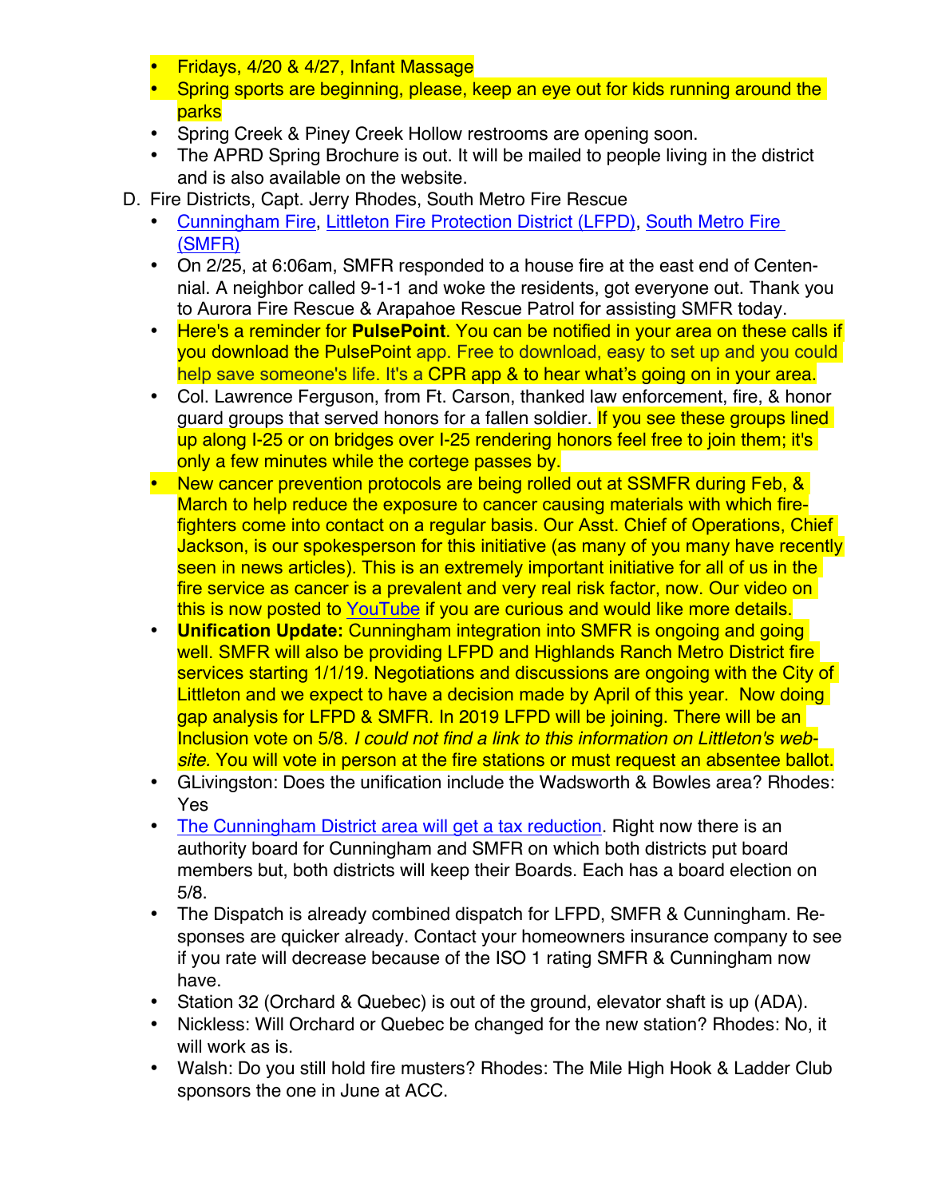- Fridays, 4/20 & 4/27, Infant Massage
- Spring sports are beginning, please, keep an eye out for kids running around the parks
- Spring Creek & Piney Creek Hollow restrooms are opening soon.
- The APRD Spring Brochure is out. It will be mailed to people living in the district and is also available on the website.

D. Fire Districts, Capt. Jerry Rhodes, South Metro Fire Rescue

- Cunningham Fire, Littleton Fire Protection District (LFPD), South Metro Fire (SMFR)
- On 2/25, at 6:06am, SMFR responded to a house fire at the east end of Centennial. A neighbor called 9-1-1 and woke the residents, got everyone out. Thank you to Aurora Fire Rescue & Arapahoe Rescue Patrol for assisting SMFR today.
- Here's a reminder for **PulsePoint**. You can be notified in your area on these calls if you download the PulsePoint app. Free to download, easy to set up and you could help save someone's life. It's a CPR app & to hear what's going on in your area.
- Col. Lawrence Ferguson, from Ft. Carson, thanked law enforcement, fire, & honor guard groups that served honors for a fallen soldier. If you see these groups lined up along I-25 or on bridges over I-25 rendering honors feel free to join them; it's only a few minutes while the cortege passes by.
- New cancer prevention protocols are being rolled out at SSMFR during Feb, & March to help reduce the exposure to cancer causing materials with which firefighters come into contact on a regular basis. Our Asst. Chief of Operations, Chief Jackson, is our spokesperson for this initiative (as many of you many have recently seen in news articles). This is an extremely important initiative for all of us in the fire service as cancer is a prevalent and very real risk factor, now. Our video on this is now posted to YouTube if you are curious and would like more details.
- **Unification Update:** Cunningham integration into SMFR is ongoing and going well. SMFR will also be providing LFPD and Highlands Ranch Metro District fire services starting 1/1/19. Negotiations and discussions are ongoing with the City of Littleton and we expect to have a decision made by April of this year. Now doing gap analysis for LFPD & SMFR. In 2019 LFPD will be joining. There will be an Inclusion vote on 5/8. *I could not find a link to this information on Littleton's website.* You will vote in person at the fire stations or must request an absentee ballot.
- GLivingston: Does the unification include the Wadsworth & Bowles area? Rhodes: Yes
- The Cunningham District area will get a tax reduction. Right now there is an authority board for Cunningham and SMFR on which both districts put board members but, both districts will keep their Boards. Each has a board election on 5/8.
- The Dispatch is already combined dispatch for LFPD, SMFR & Cunningham. Responses are quicker already. Contact your homeowners insurance company to see if you rate will decrease because of the ISO 1 rating SMFR & Cunningham now have.
- Station 32 (Orchard & Quebec) is out of the ground, elevator shaft is up (ADA).
- Nickless: Will Orchard or Quebec be changed for the new station? Rhodes: No, it will work as is.
- Walsh: Do you still hold fire musters? Rhodes: The Mile High Hook & Ladder Club sponsors the one in June at ACC.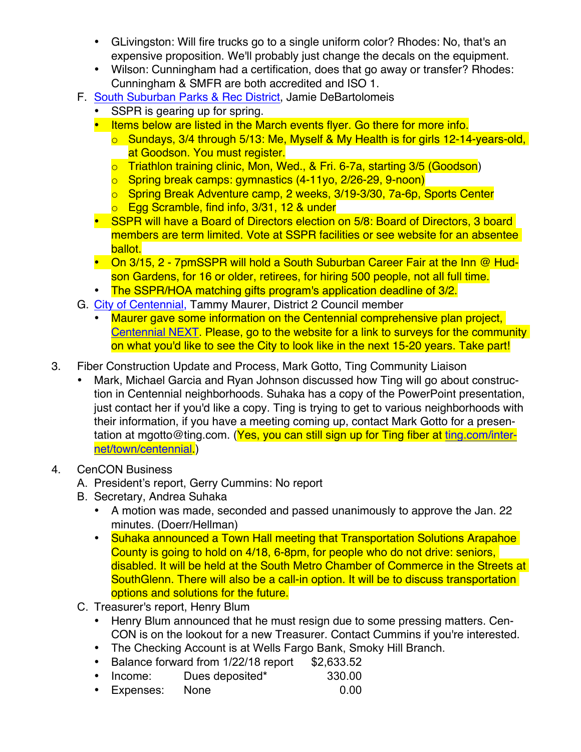- GLivingston: Will fire trucks go to a single uniform color? Rhodes: No, that's an expensive proposition. We'll probably just change the decals on the equipment.
- Wilson: Cunningham had a certification, does that go away or transfer? Rhodes: Cunningham & SMFR are both accredited and ISO 1.

F. South Suburban Parks & Rec District, Jamie DeBartolomeis
   - SSPR is gearing up for spring.
   - Items below are listed in the March events flyer. Go there for more info.
     - Sundays, 3/4 through 5/13: Me, Myself & My Health is for girls 12-14-years-old, at Goodson. You must register.
     - Triathlon training clinic, Mon, Wed., & Fri. 6-7a, starting 3/5 (Goodson)
     - Spring break camps: gymnastics (4-11yo, 2/26-29, 9-noon)
     - Spring Break Adventure camp, 2 weeks, 3/19-3/30, 7a-6p, Sports Center
     - Egg Scramble, find info, 3/31, 12 & under
   - SSPR will have a Board of Directors election on 5/8: Board of Directors, 3 board members are term limited. Vote at SSPR facilities or see website for an absentee ballot.
   - On 3/15, 2 - 7pmSSPR will hold a South Suburban Career Fair at the Inn @ Hudson Gardens, for 16 or older, retirees, for hiring 500 people, not all full time.
   - The SSPR/HOA matching gifts program's application deadline of 3/2.

G. City of Centennial, Tammy Maurer, District 2 Council member
   - Maurer gave some information on the Centennial comprehensive plan project, Centennial NEXT. Please, go to the website for a link to surveys for the community on what you'd like to see the City to look like in the next 15-20 years. Take part!

3. Fiber Construction Update and Process, Mark Gotto, Ting Community Liaison
   - Mark, Michael Garcia and Ryan Johnson discussed how Ting will go about construction in Centennial neighborhoods. Suhaka has a copy of the PowerPoint presentation, just contact her if you'd like a copy. Ting is trying to get to various neighborhoods with their information, if you have a meeting coming up, contact Mark Gotto for a presentation at mgotto@ting.com. (Yes, you can still sign up for Ting fiber at ting.com/internet/town/centennial.)

4. CenCON Business

A. President's report, Gerry Cummins: No report

B. Secretary, Andrea Suhaka
   - A motion was made, seconded and passed unanimously to approve the Jan. 22 minutes. (Doerr/Hellman)
   - Suhaka announced a Town Hall meeting that Transportation Solutions Arapahoe County is going to hold on 4/18, 6-8pm, for people who do not drive: seniors, disabled. It will be held at the South Metro Chamber of Commerce in the Streets at SouthGlenn. There will also be a call-in option. It will be to discuss transportation options and solutions for the future.

C. Treasurer's report, Henry Blum
   - Henry Blum announced that he must resign due to some pressing matters. CenCON is on the lookout for a new Treasurer. Contact Cummins if you're interested.
   - The Checking Account is at Wells Fargo Bank, Smoky Hill Branch.
   - Balance forward from 1/22/18 report $2,633.52
   - Income: Dues deposited* 330.00
   - Expenses: None 0.00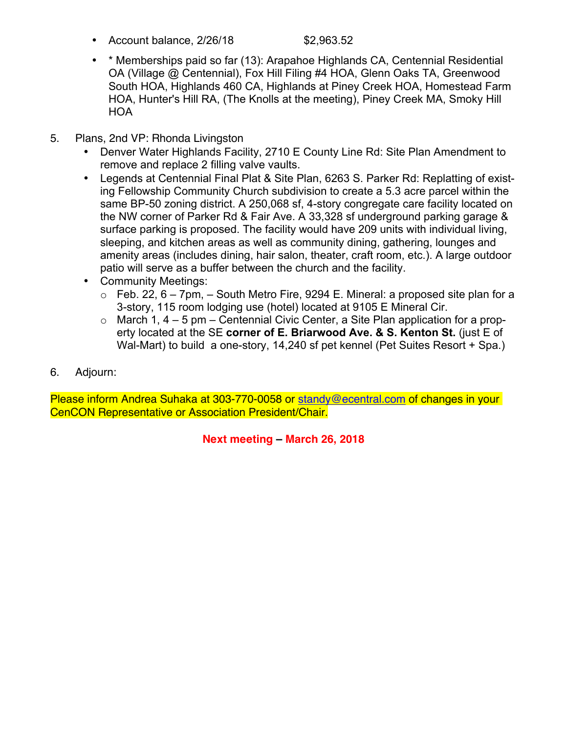- Account balance, 2/26/18 $2,963.52
- * Memberships paid so far (13): Arapahoe Highlands CA, Centennial Residential OA (Village @ Centennial), Fox Hill Filing #4 HOA, Glenn Oaks TA, Greenwood South HOA, Highlands 460 CA, Highlands at Piney Creek HOA, Homestead Farm HOA, Hunter's Hill RA, (The Knolls at the meeting), Piney Creek MA, Smoky Hill HOA

5. Plans, 2nd VP: Rhonda Livingston
   - Denver Water Highlands Facility, 2710 E County Line Rd: Site Plan Amendment to remove and replace 2 filling valve vaults.
   - Legends at Centennial Final Plat & Site Plan, 6263 S. Parker Rd: Replatting of existing Fellowship Community Church subdivision to create a 5.3 acre parcel within the same BP-50 zoning district. A 250,068 sf, 4-story congregate care facility located on the NW corner of Parker Rd & Fair Ave. A 33,328 sf underground parking garage & surface parking is proposed. The facility would have 209 units with individual living, sleeping, and kitchen areas as well as community dining, gathering, lounges and amenity areas (includes dining, hair salon, theater, craft room, etc.). A large outdoor patio will serve as a buffer between the church and the facility.
   - Community Meetings:
     - Feb. 22, 6 – 7pm, – South Metro Fire, 9294 E. Mineral: a proposed site plan for a 3-story, 115 room lodging use (hotel) located at 9105 E Mineral Cir.
     - March 1, 4 – 5 pm – Centennial Civic Center, a Site Plan application for a property located at the SE **corner of E. Briarwood Ave. & S. Kenton St.** (just E of Wal-Mart) to build a one-story, 14,240 sf pet kennel (Pet Suites Resort + Spa.)

6. Adjourn:

Please inform Andrea Suhaka at 303-770-0058 or standy@ecentral.com of changes in your CenCON Representative or Association President/Chair.

**Next meeting – March 26, 2018**